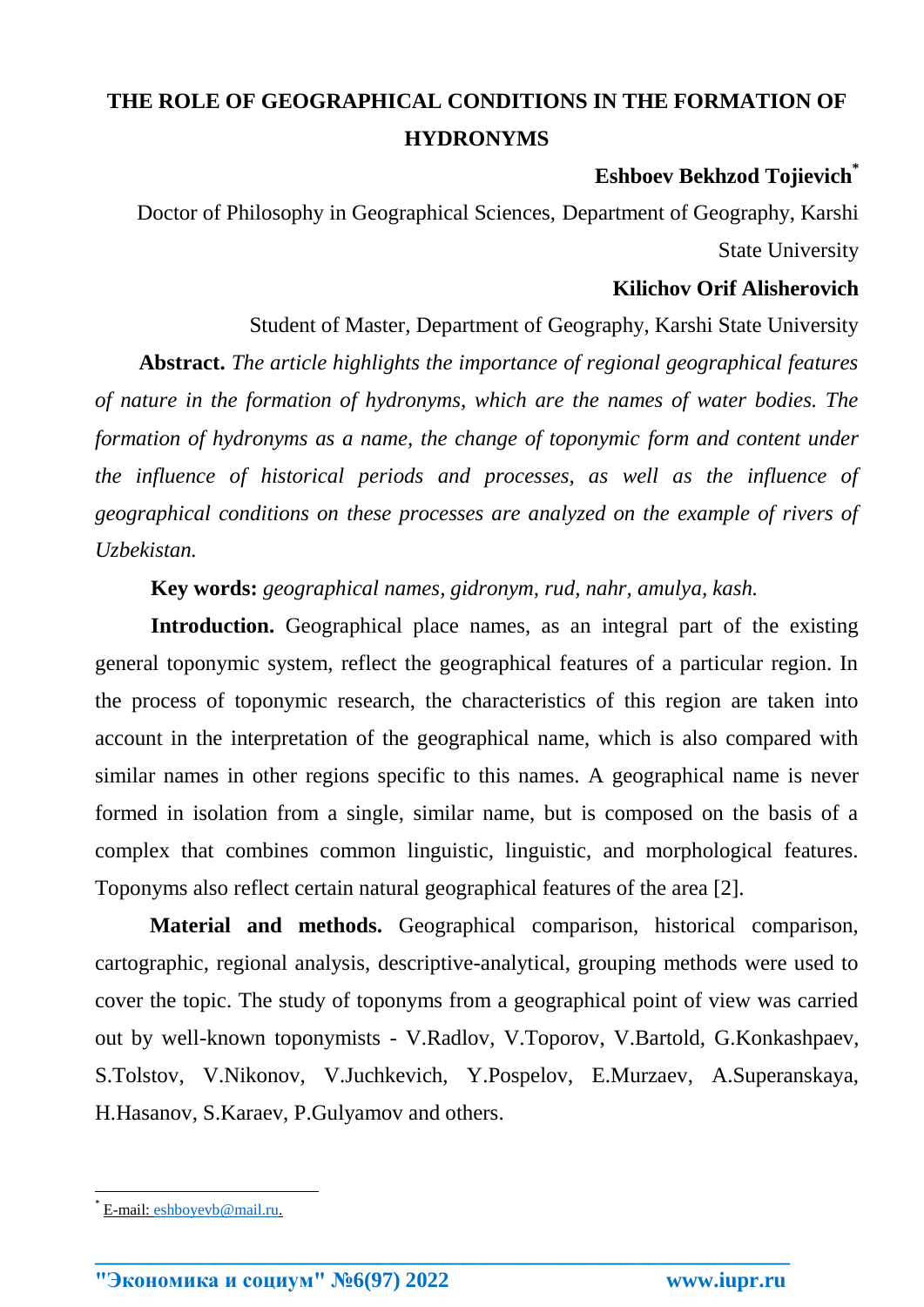# THE ROLE OF GEOGRAPHICAL CONDITIONS IN THE FORMATION OF HYDRONYMS

**Eshboev Bekhzod Tojievich**[*]

Doctor of Philosophy in Geographical Sciences, Department of Geography, Karshi State University

**Kilichov Orif Alisherovich**

Student of Master, Department of Geography, Karshi State University

**Abstract.** *The article highlights the importance of regional geographical features of nature in the formation of hydronyms, which are the names of water bodies. The formation of hydronyms as a name, the change of toponymic form and content under the influence of historical periods and processes, as well as the influence of geographical conditions on these processes are analyzed on the example of rivers of Uzbekistan.*

**Key words:** *geographical names, gidronym, rud, nahr, amulya, kash.*

**Introduction.** Geographical place names, as an integral part of the existing general toponymic system, reflect the geographical features of a particular region. In the process of toponymic research, the characteristics of this region are taken into account in the interpretation of the geographical name, which is also compared with similar names in other regions specific to this names. A geographical name is never formed in isolation from a single, similar name, but is composed on the basis of a complex that combines common linguistic, linguistic, and morphological features. Toponyms also reflect certain natural geographical features of the area [2].

**Material and methods.** Geographical comparison, historical comparison, cartographic, regional analysis, descriptive-analytical, grouping methods were used to cover the topic. The study of toponyms from a geographical point of view was carried out by well-known toponymists - V.Radlov, V.Toporov, V.Bartold, G.Konkashpaev, S.Tolstov, V.Nikonov, V.Juchkevich, Y.Pospelov, E.Murzaev, A.Superanskaya, H.Hasanov, S.Karaev, P.Gulyamov and others.

[*] E-mail: eshboyevb@mail.ru.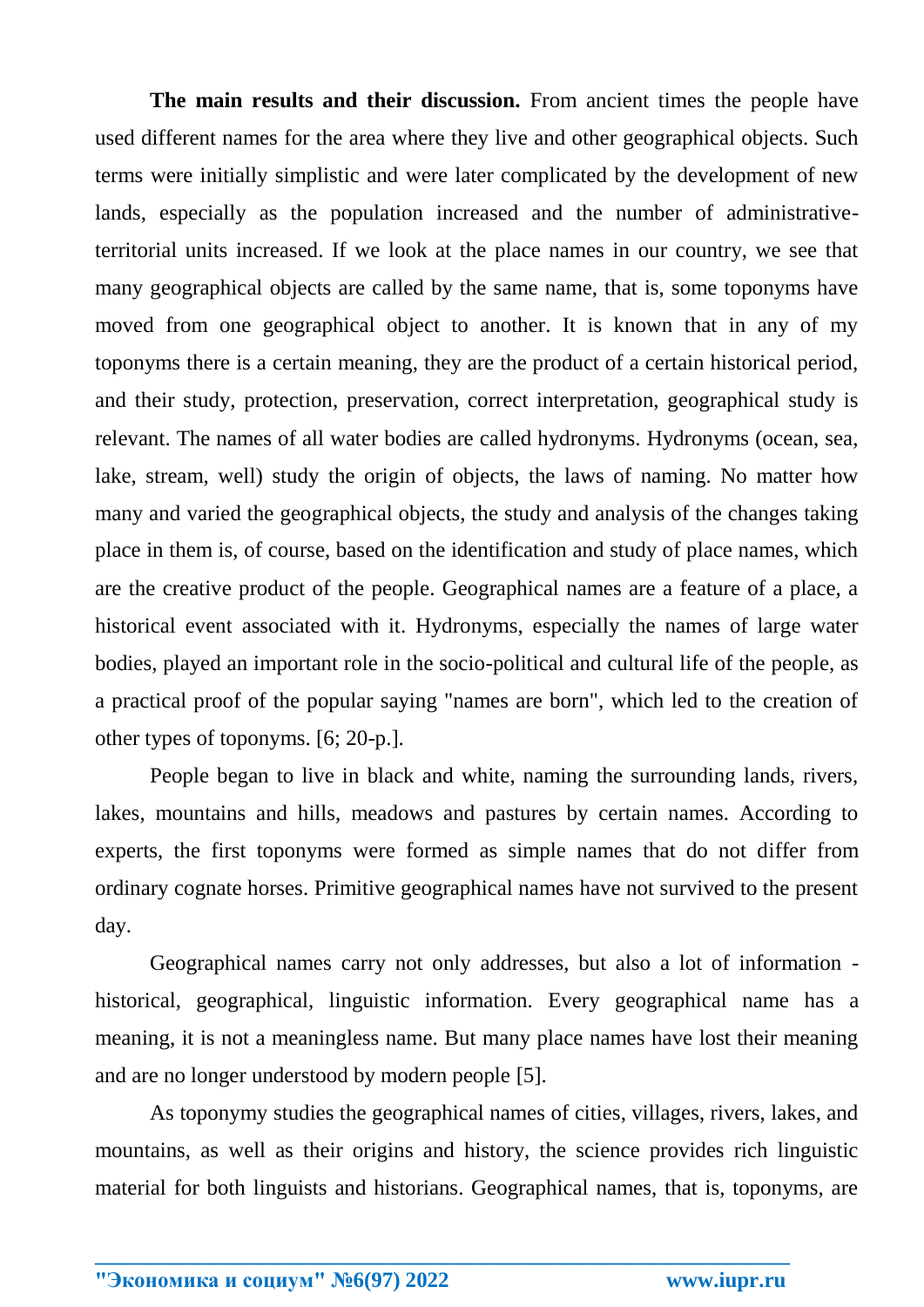**The main results and their discussion.** From ancient times the people have used different names for the area where they live and other geographical objects. Such terms were initially simplistic and were later complicated by the development of new lands, especially as the population increased and the number of administrative-territorial units increased. If we look at the place names in our country, we see that many geographical objects are called by the same name, that is, some toponyms have moved from one geographical object to another. It is known that in any of my toponyms there is a certain meaning, they are the product of a certain historical period, and their study, protection, preservation, correct interpretation, geographical study is relevant. The names of all water bodies are called hydronyms. Hydronyms (ocean, sea, lake, stream, well) study the origin of objects, the laws of naming. No matter how many and varied the geographical objects, the study and analysis of the changes taking place in them is, of course, based on the identification and study of place names, which are the creative product of the people. Geographical names are a feature of a place, a historical event associated with it. Hydronyms, especially the names of large water bodies, played an important role in the socio-political and cultural life of the people, as a practical proof of the popular saying "names are born", which led to the creation of other types of toponyms. [6; 20-p.].

People began to live in black and white, naming the surrounding lands, rivers, lakes, mountains and hills, meadows and pastures by certain names. According to experts, the first toponyms were formed as simple names that do not differ from ordinary cognate horses. Primitive geographical names have not survived to the present day.

Geographical names carry not only addresses, but also a lot of information - historical, geographical, linguistic information. Every geographical name has a meaning, it is not a meaningless name. But many place names have lost their meaning and are no longer understood by modern people [5].

As toponymy studies the geographical names of cities, villages, rivers, lakes, and mountains, as well as their origins and history, the science provides rich linguistic material for both linguists and historians. Geographical names, that is, toponyms, are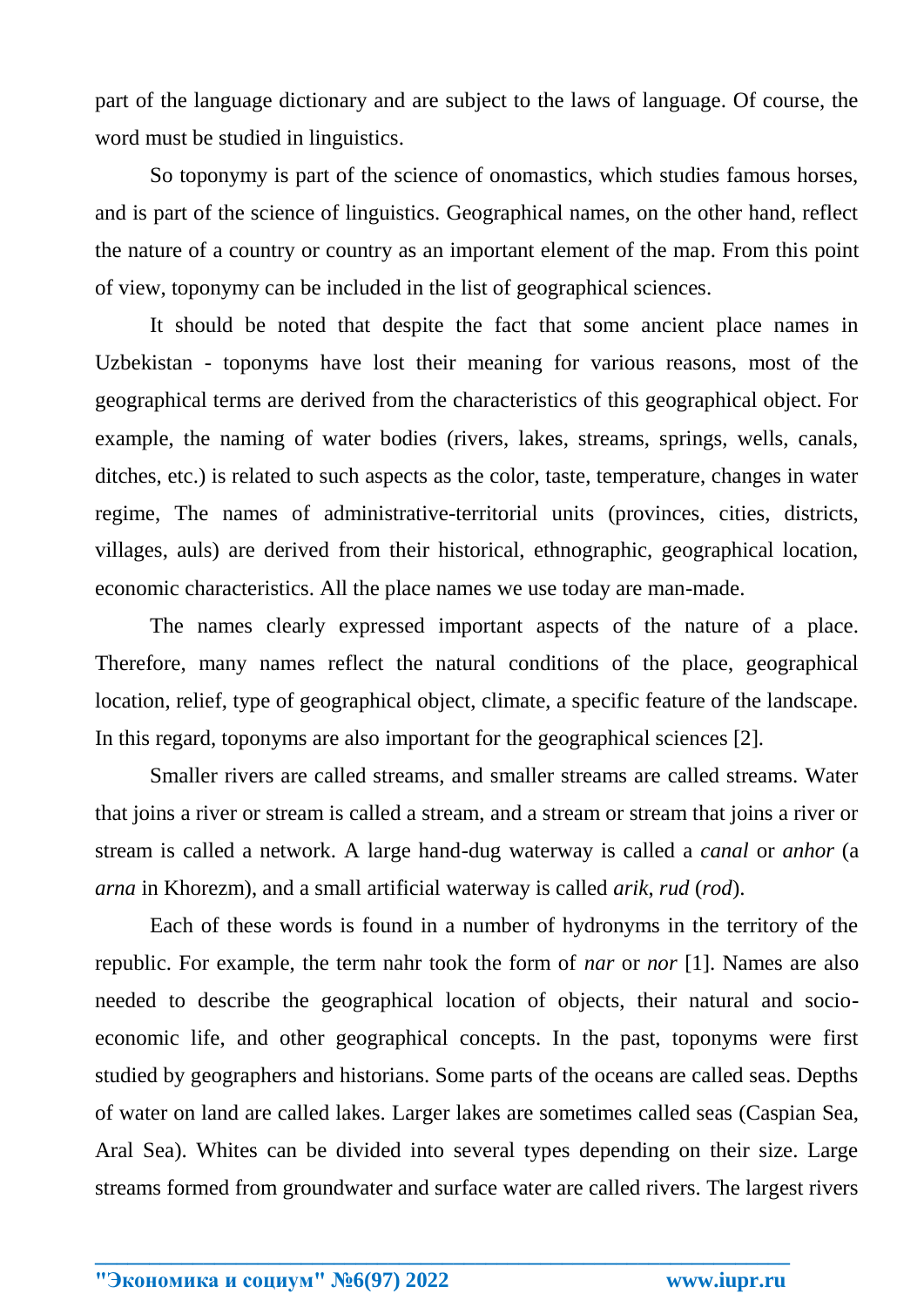part of the language dictionary and are subject to the laws of language. Of course, the word must be studied in linguistics.

So toponymy is part of the science of onomastics, which studies famous horses, and is part of the science of linguistics. Geographical names, on the other hand, reflect the nature of a country or country as an important element of the map. From this point of view, toponymy can be included in the list of geographical sciences.

It should be noted that despite the fact that some ancient place names in Uzbekistan - toponyms have lost their meaning for various reasons, most of the geographical terms are derived from the characteristics of this geographical object. For example, the naming of water bodies (rivers, lakes, streams, springs, wells, canals, ditches, etc.) is related to such aspects as the color, taste, temperature, changes in water regime, The names of administrative-territorial units (provinces, cities, districts, villages, auls) are derived from their historical, ethnographic, geographical location, economic characteristics. All the place names we use today are man-made.

The names clearly expressed important aspects of the nature of a place. Therefore, many names reflect the natural conditions of the place, geographical location, relief, type of geographical object, climate, a specific feature of the landscape. In this regard, toponyms are also important for the geographical sciences [2].

Smaller rivers are called streams, and smaller streams are called streams. Water that joins a river or stream is called a stream, and a stream or stream that joins a river or stream is called a network. A large hand-dug waterway is called a *canal* or *anhor* (a *arna* in Khorezm), and a small artificial waterway is called *arik*, *rud* (*rod*).

Each of these words is found in a number of hydronyms in the territory of the republic. For example, the term nahr took the form of *nar* or *nor* [1]. Names are also needed to describe the geographical location of objects, their natural and socio-economic life, and other geographical concepts. In the past, toponyms were first studied by geographers and historians. Some parts of the oceans are called seas. Depths of water on land are called lakes. Larger lakes are sometimes called seas (Caspian Sea, Aral Sea). Whites can be divided into several types depending on their size. Large streams formed from groundwater and surface water are called rivers. The largest rivers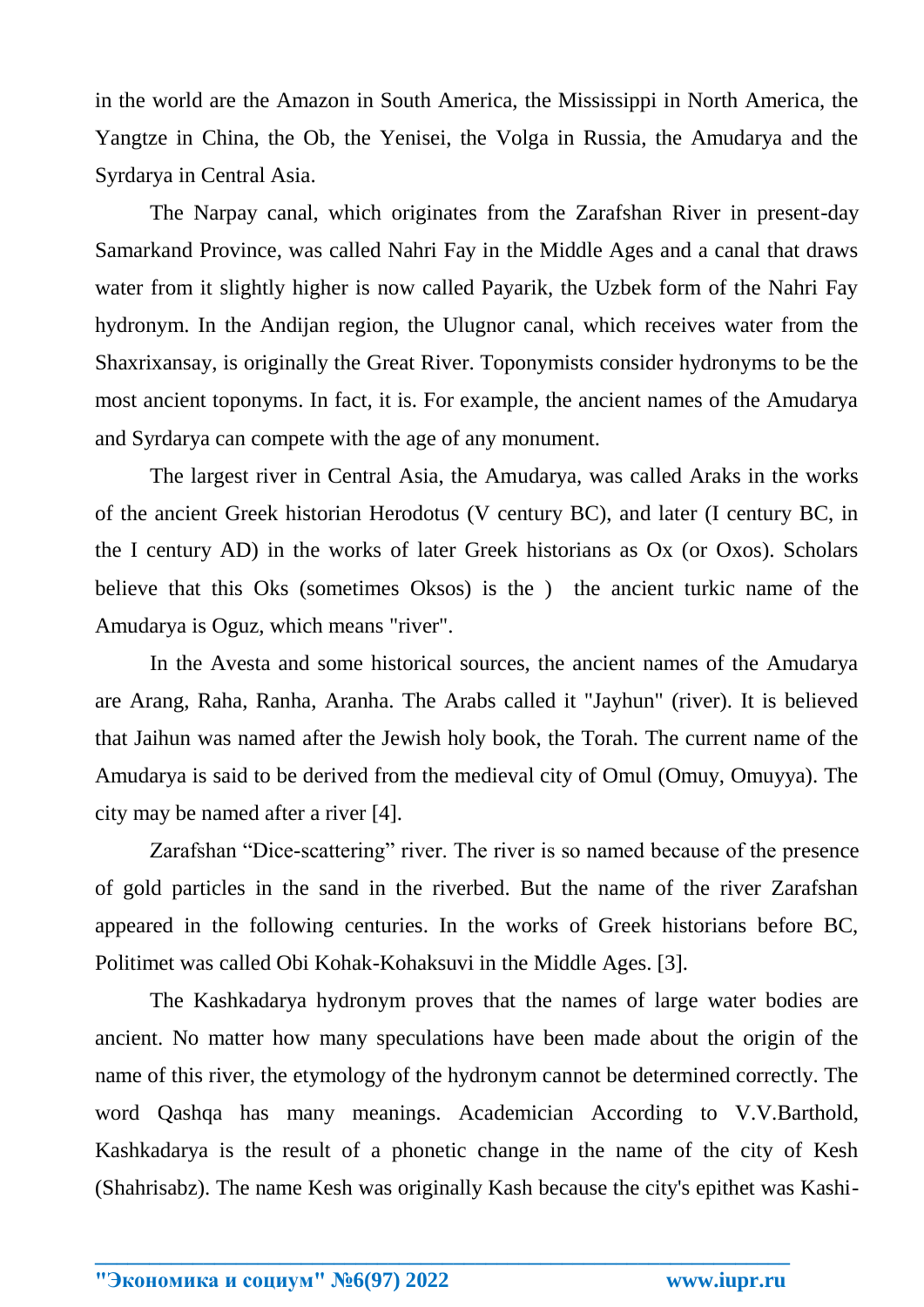in the world are the Amazon in South America, the Mississippi in North America, the Yangtze in China, the Ob, the Yenisei, the Volga in Russia, the Amudarya and the Syrdarya in Central Asia.

The Narpay canal, which originates from the Zarafshan River in present-day Samarkand Province, was called Nahri Fay in the Middle Ages and a canal that draws water from it slightly higher is now called Payarik, the Uzbek form of the Nahri Fay hydronym. In the Andijan region, the Ulugnor canal, which receives water from the Shaxrixansay, is originally the Great River. Toponymists consider hydronyms to be the most ancient toponyms. In fact, it is. For example, the ancient names of the Amudarya and Syrdarya can compete with the age of any monument.

The largest river in Central Asia, the Amudarya, was called Araks in the works of the ancient Greek historian Herodotus (V century BC), and later (I century BC, in the I century AD) in the works of later Greek historians as Ox (or Oxos). Scholars believe that this Oks (sometimes Oksos) is the ) the ancient turkic name of the Amudarya is Oguz, which means "river".

In the Avesta and some historical sources, the ancient names of the Amudarya are Arang, Raha, Ranha, Aranha. The Arabs called it "Jayhun" (river). It is believed that Jaihun was named after the Jewish holy book, the Torah. The current name of the Amudarya is said to be derived from the medieval city of Omul (Omuy, Omuyya). The city may be named after a river [4].

Zarafshan "Dice-scattering" river. The river is so named because of the presence of gold particles in the sand in the riverbed. But the name of the river Zarafshan appeared in the following centuries. In the works of Greek historians before BC, Politimet was called Obi Kohak-Kohaksuvi in the Middle Ages. [3].

The Kashkadarya hydronym proves that the names of large water bodies are ancient. No matter how many speculations have been made about the origin of the name of this river, the etymology of the hydronym cannot be determined correctly. The word Qashqa has many meanings. Academician According to V.V.Barthold, Kashkadarya is the result of a phonetic change in the name of the city of Kesh (Shahrisabz). The name Kesh was originally Kash because the city's epithet was Kashi-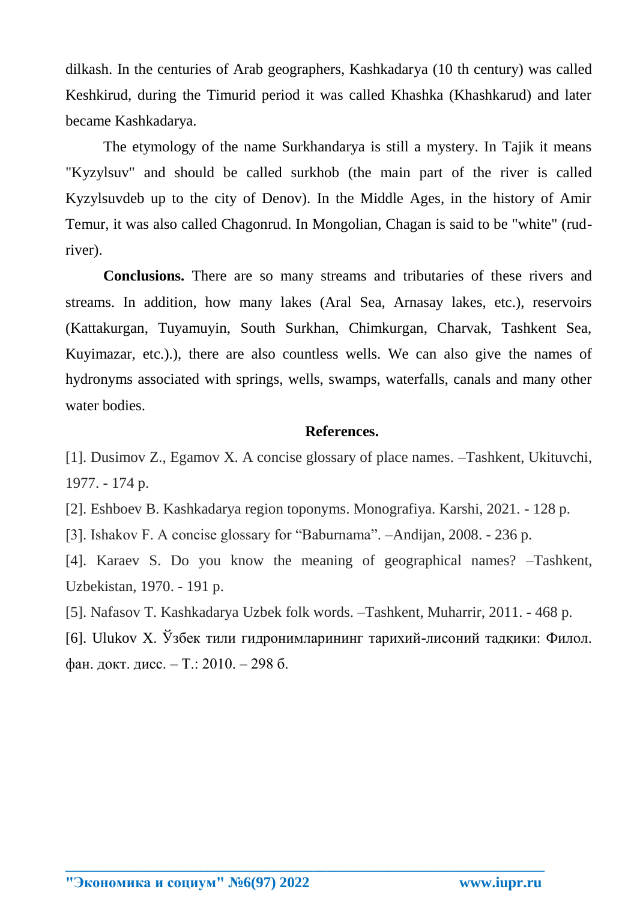dilkash. In the centuries of Arab geographers, Kashkadarya (10 th century) was called Keshkirud, during the Timurid period it was called Khashka (Khashkarud) and later became Kashkadarya.

The etymology of the name Surkhandarya is still a mystery. In Tajik it means "Kyzylsuv" and should be called surkhob (the main part of the river is called Kyzylsuvdeb up to the city of Denov). In the Middle Ages, in the history of Amir Temur, it was also called Chagonrud. In Mongolian, Chagan is said to be "white" (rud-river).

**Conclusions.** There are so many streams and tributaries of these rivers and streams. In addition, how many lakes (Aral Sea, Arnasay lakes, etc.), reservoirs (Kattakurgan, Tuyamuyin, South Surkhan, Chimkurgan, Charvak, Tashkent Sea, Kuyimazar, etc.).), there are also countless wells. We can also give the names of hydronyms associated with springs, wells, swamps, waterfalls, canals and many other water bodies.

**References.**

[1]. Dusimov Z., Egamov X. A concise glossary of place names. –Tashkent, Ukituvchi, 1977. - 174 p.

[2]. Eshboev B. Kashkadarya region toponyms. Monografiya. Karshi, 2021. - 128 p.

[3]. Ishakov F. A concise glossary for "Baburnama". –Andijan, 2008. - 236 p.

[4]. Karaev S. Do you know the meaning of geographical names? –Tashkent, Uzbekistan, 1970. - 191 p.

[5]. Nafasov T. Kashkadarya Uzbek folk words. –Tashkent, Muharrir, 2011. - 468 p.

[6]. Ulukov X. Ўзбек тили гидронимларининг тарихий-лисоний тадқиқи: Филол. фан. докт. дисс. – Т.: 2010. – 298 б.